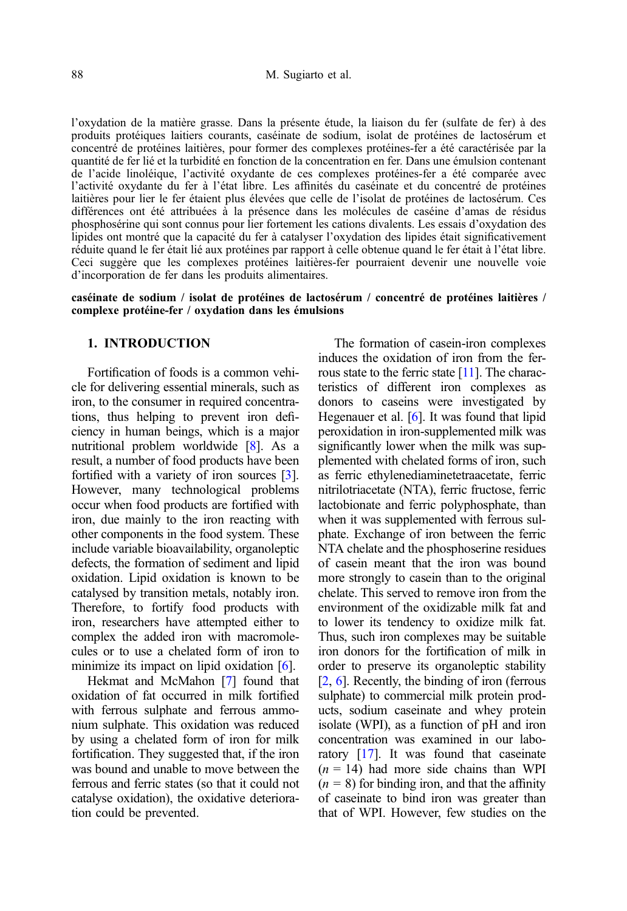l'oxydation de la matière grasse. Dans la présente étude, la liaison du fer (sulfate de fer) à des produits protéiques laitiers courants, caséinate de sodium, isolat de protéines de lactosérum et concentré de protéines laitières, pour former des complexes protéines-fer a été caractérisée par la quantité de fer lié et la turbidité en fonction de la concentration en fer. Dans une émulsion contenant de l'acide linoléique, l'activité oxydante de ces complexes protéines-fer a été comparée avec l'activité oxydante du fer à l'état libre. Les affinités du caséinate et du concentré de protéines laitières pour lier le fer étaient plus élevées que celle de l'isolat de protéines de lactosérum. Ces différences ont été attribuées à la présence dans les molécules de caséine d'amas de résidus phosphosérine qui sont connus pour lier fortement les cations divalents. Les essais d'oxydation des lipides ont montré que la capacité du fer à catalyser l'oxydation des lipides était significativement réduite quand le fer était lié aux protéines par rapport à celle obtenue quand le fer était à l'état libre. Ceci suggère que les complexes protéines laitières-fer pourraient devenir une nouvelle voie d'incorporation de fer dans les produits alimentaires.

**caséinate de sodium / isolat de protéines de lactosérum / concentré de protéines laitières / complexe protéine-fer / oxydation dans les émulsions**

## 1. INTRODUCTION

Fortification of foods is a common vehicle for delivering essential minerals, such as iron, to the consumer in required concentrations, thus helping to prevent iron deficiency in human beings, which is a major nutritional problem worldwide [8]. As a result, a number of food products have been fortified with a variety of iron sources [3]. However, many technological problems occur when food products are fortified with iron, due mainly to the iron reacting with other components in the food system. These include variable bioavailability, organoleptic defects, the formation of sediment and lipid oxidation. Lipid oxidation is known to be catalysed by transition metals, notably iron. Therefore, to fortify food products with iron, researchers have attempted either to complex the added iron with macromolecules or to use a chelated form of iron to minimize its impact on lipid oxidation [6].

Hekmat and McMahon [7] found that oxidation of fat occurred in milk fortified with ferrous sulphate and ferrous ammonium sulphate. This oxidation was reduced by using a chelated form of iron for milk fortification. They suggested that, if the iron was bound and unable to move between the ferrous and ferric states (so that it could not catalyse oxidation), the oxidative deterioration could be prevented.

The formation of casein-iron complexes induces the oxidation of iron from the ferrous state to the ferric state [11]. The characteristics of different iron complexes as donors to caseins were investigated by Hegenauer et al. [6]. It was found that lipid peroxidation in iron-supplemented milk was significantly lower when the milk was supplemented with chelated forms of iron, such as ferric ethylenediaminetetraacetate, ferric nitrilotriacetate (NTA), ferric fructose, ferric lactobionate and ferric polyphosphate, than when it was supplemented with ferrous sulphate. Exchange of iron between the ferric NTA chelate and the phosphoserine residues of casein meant that the iron was bound more strongly to casein than to the original chelate. This served to remove iron from the environment of the oxidizable milk fat and to lower its tendency to oxidize milk fat. Thus, such iron complexes may be suitable iron donors for the fortification of milk in order to preserve its organoleptic stability [2, 6]. Recently, the binding of iron (ferrous sulphate) to commercial milk protein products, sodium caseinate and whey protein isolate (WPI), as a function of pH and iron concentration was examined in our laboratory [17]. It was found that caseinate ($n = 14$) had more side chains than WPI ($n = 8$) for binding iron, and that the affinity of caseinate to bind iron was greater than that of WPI. However, few studies on the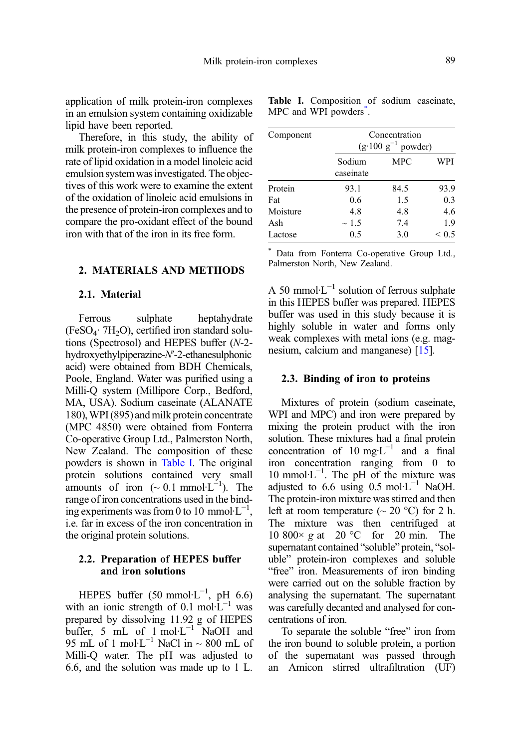application of milk protein-iron complexes in an emulsion system containing oxidizable lipid have been reported.

Therefore, in this study, the ability of milk protein-iron complexes to influence the rate of lipid oxidation in a model linoleic acid emulsion system was investigated. The objectives of this work were to examine the extent of the oxidation of linoleic acid emulsions in the presence of protein-iron complexes and to compare the pro-oxidant effect of the bound iron with that of the iron in its free form.

## 2. MATERIALS AND METHODS

### 2.1. Material

Ferrous sulphate heptahydrate ($FeSO_4 \cdot 7H_2O$), certified iron standard solutions (Spectrosol) and HEPES buffer (*N*-2-hydroxyethylpiperazine-*N*′-2-ethanesulphonic acid) were obtained from BDH Chemicals, Poole, England. Water was purified using a Milli-Q system (Millipore Corp., Bedford, MA, USA). Sodium caseinate (ALANATE 180), WPI (895) and milk protein concentrate (MPC 4850) were obtained from Fonterra Co-operative Group Ltd., Palmerston North, New Zealand. The composition of these powders is shown in Table I. The original protein solutions contained very small amounts of iron (~ 0.1 $mmol \cdot L^{-1}$). The range of iron concentrations used in the binding experiments was from 0 to 10 $mmol \cdot L^{-1}$, i.e. far in excess of the iron concentration in the original protein solutions.

**Table I.** Composition of sodium caseinate, MPC and WPI powders*.

| Component | Concentration ($g \cdot 100\ g^{-1}$ powder) | | |
|---|---|---|---|
| | Sodium caseinate | MPC | WPI |
| Protein | 93.1 | 84.5 | 93.9 |
| Fat | 0.6 | 1.5 | 0.3 |
| Moisture | 4.8 | 4.8 | 4.6 |
| Ash | ~ 1.5 | 7.4 | 1.9 |
| Lactose | 0.5 | 3.0 | < 0.5 |

\* Data from Fonterra Co-operative Group Ltd., Palmerston North, New Zealand.

### 2.2. Preparation of HEPES buffer and iron solutions

HEPES buffer (50 $mmol \cdot L^{-1}$, pH 6.6) with an ionic strength of 0.1 $mol \cdot L^{-1}$ was prepared by dissolving 11.92 g of HEPES buffer, 5 mL of 1 $mol \cdot L^{-1}$ NaOH and 95 mL of 1 $mol \cdot L^{-1}$ NaCl in ~ 800 mL of Milli-Q water. The pH was adjusted to 6.6, and the solution was made up to 1 L. A 50 $mmol \cdot L^{-1}$ solution of ferrous sulphate in this HEPES buffer was prepared. HEPES buffer was used in this study because it is highly soluble in water and forms only weak complexes with metal ions (e.g. magnesium, calcium and manganese) [15].

### 2.3. Binding of iron to proteins

Mixtures of protein (sodium caseinate, WPI and MPC) and iron were prepared by mixing the protein product with the iron solution. These mixtures had a final protein concentration of 10 $mg \cdot L^{-1}$ and a final iron concentration ranging from 0 to 10 $mmol \cdot L^{-1}$. The pH of the mixture was adjusted to 6.6 using 0.5 $mol \cdot L^{-1}$ NaOH. The protein-iron mixture was stirred and then left at room temperature (~ 20 °C) for 2 h. The mixture was then centrifuged at 10 800× *g* at 20 °C for 20 min. The supernatant contained "soluble" protein, "soluble" protein-iron complexes and soluble "free" iron. Measurements of iron binding were carried out on the soluble fraction by analysing the supernatant. The supernatant was carefully decanted and analysed for concentrations of iron.

To separate the soluble "free" iron from the iron bound to soluble protein, a portion of the supernatant was passed through an Amicon stirred ultrafiltration (UF)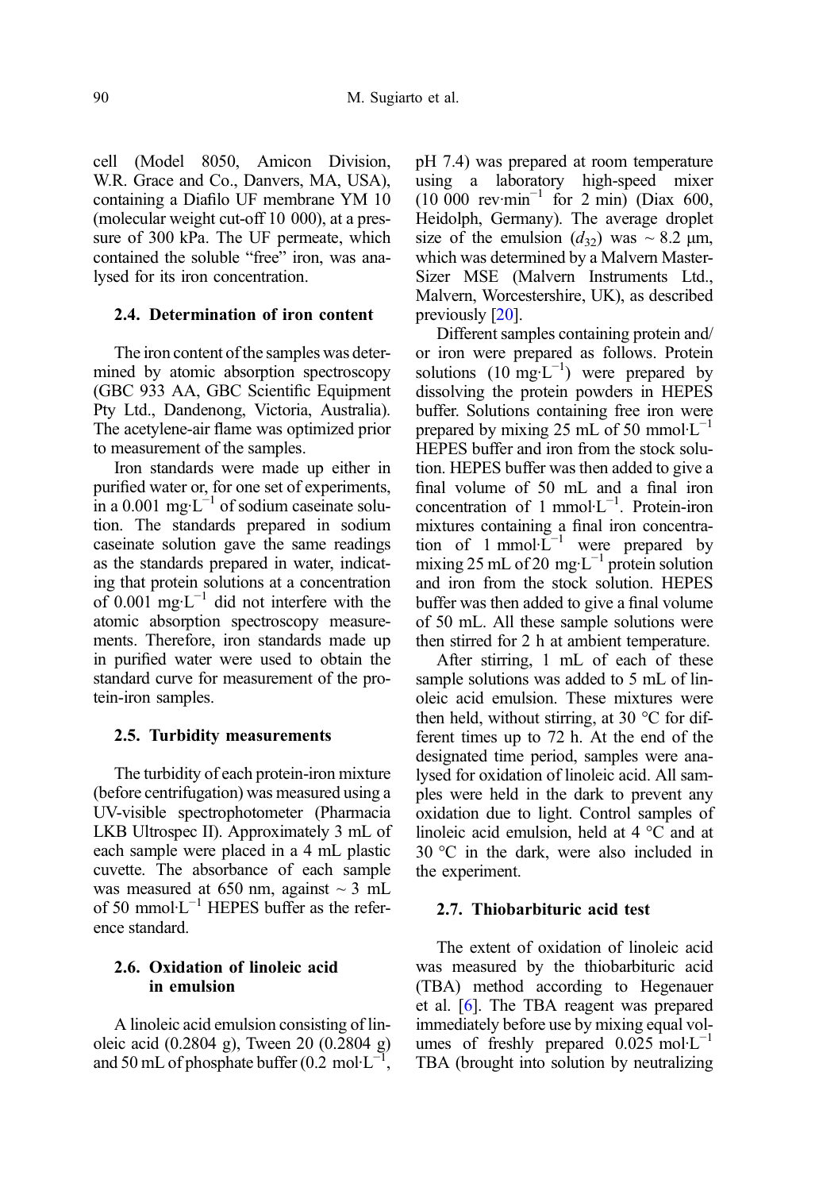cell (Model 8050, Amicon Division, W.R. Grace and Co., Danvers, MA, USA), containing a Diaflo UF membrane YM 10 (molecular weight cut-off 10 000), at a pressure of 300 kPa. The UF permeate, which contained the soluble "free" iron, was analysed for its iron concentration.

### 2.4. Determination of iron content

The iron content of the samples was determined by atomic absorption spectroscopy (GBC 933 AA, GBC Scientific Equipment Pty Ltd., Dandenong, Victoria, Australia). The acetylene-air flame was optimized prior to measurement of the samples.

Iron standards were made up either in purified water or, for one set of experiments, in a 0.001 $mg \cdot L^{-1}$ of sodium caseinate solution. The standards prepared in sodium caseinate solution gave the same readings as the standards prepared in water, indicating that protein solutions at a concentration of 0.001 $mg \cdot L^{-1}$ did not interfere with the atomic absorption spectroscopy measurements. Therefore, iron standards made up in purified water were used to obtain the standard curve for measurement of the protein-iron samples.

### 2.5. Turbidity measurements

The turbidity of each protein-iron mixture (before centrifugation) was measured using a UV-visible spectrophotometer (Pharmacia LKB Ultrospec II). Approximately 3 mL of each sample were placed in a 4 mL plastic cuvette. The absorbance of each sample was measured at 650 nm, against ~ 3 mL of 50 $mmol \cdot L^{-1}$ HEPES buffer as the reference standard.

### 2.6. Oxidation of linoleic acid in emulsion

A linoleic acid emulsion consisting of linoleic acid (0.2804 g), Tween 20 (0.2804 g) and 50 mL of phosphate buffer (0.2 $mol \cdot L^{-1}$, pH 7.4) was prepared at room temperature using a laboratory high-speed mixer (10 000 $rev \cdot min^{-1}$ for 2 min) (Diax 600, Heidolph, Germany). The average droplet size of the emulsion ($d_{32}$) was ~ 8.2 µm, which was determined by a Malvern MasterSizer MSE (Malvern Instruments Ltd., Malvern, Worcestershire, UK), as described previously [20].

Different samples containing protein and/or iron were prepared as follows. Protein solutions (10 $mg \cdot L^{-1}$) were prepared by dissolving the protein powders in HEPES buffer. Solutions containing free iron were prepared by mixing 25 mL of 50 $mmol \cdot L^{-1}$ HEPES buffer and iron from the stock solution. HEPES buffer was then added to give a final volume of 50 mL and a final iron concentration of 1 $mmol \cdot L^{-1}$. Protein-iron mixtures containing a final iron concentration of 1 $mmol \cdot L^{-1}$ were prepared by mixing 25 mL of 20 $mg \cdot L^{-1}$ protein solution and iron from the stock solution. HEPES buffer was then added to give a final volume of 50 mL. All these sample solutions were then stirred for 2 h at ambient temperature.

After stirring, 1 mL of each of these sample solutions was added to 5 mL of linoleic acid emulsion. These mixtures were then held, without stirring, at 30 °C for different times up to 72 h. At the end of the designated time period, samples were analysed for oxidation of linoleic acid. All samples were held in the dark to prevent any oxidation due to light. Control samples of linoleic acid emulsion, held at 4 °C and at 30 °C in the dark, were also included in the experiment.

### 2.7. Thiobarbituric acid test

The extent of oxidation of linoleic acid was measured by the thiobarbituric acid (TBA) method according to Hegenauer et al. [6]. The TBA reagent was prepared immediately before use by mixing equal volumes of freshly prepared 0.025 $mol \cdot L^{-1}$ TBA (brought into solution by neutralizing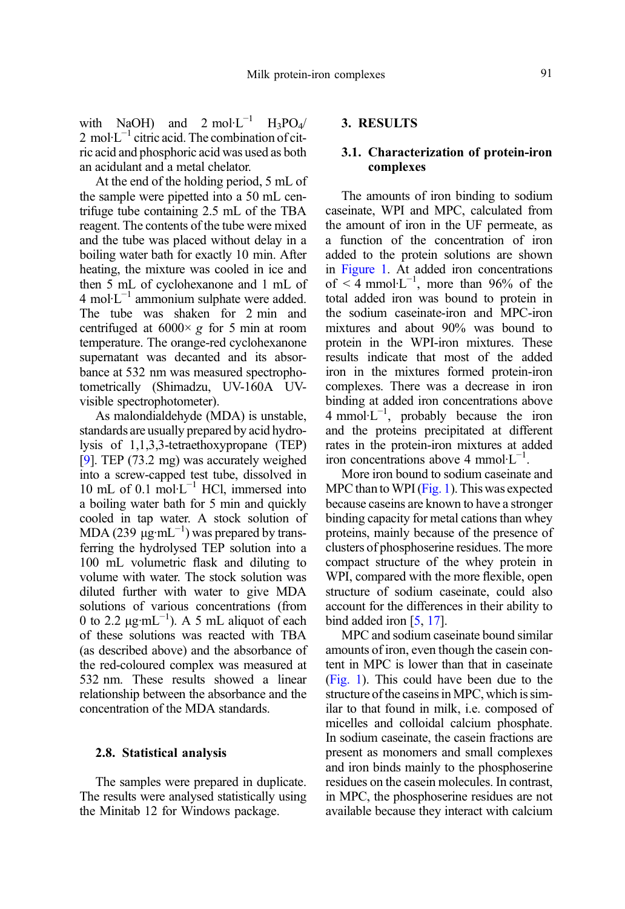with NaOH) and 2 mol·L$^{-1}$ $H_3PO_4$/ 2 mol·L$^{-1}$ citric acid. The combination of citric acid and phosphoric acid was used as both an acidulant and a metal chelator.

At the end of the holding period, 5 mL of the sample were pipetted into a 50 mL centrifuge tube containing 2.5 mL of the TBA reagent. The contents of the tube were mixed and the tube was placed without delay in a boiling water bath for exactly 10 min. After heating, the mixture was cooled in ice and then 5 mL of cyclohexanone and 1 mL of 4 mol·L$^{-1}$ ammonium sulphate were added. The tube was shaken for 2 min and centrifuged at 6000× *g* for 5 min at room temperature. The orange-red cyclohexanone supernatant was decanted and its absorbance at 532 nm was measured spectrophotometrically (Shimadzu, UV-160A UV-visible spectrophotometer).

As malondialdehyde (MDA) is unstable, standards are usually prepared by acid hydrolysis of 1,1,3,3-tetraethoxypropane (TEP) [9]. TEP (73.2 mg) was accurately weighed into a screw-capped test tube, dissolved in 10 mL of 0.1 mol·L$^{-1}$ HCl, immersed into a boiling water bath for 5 min and quickly cooled in tap water. A stock solution of MDA (239 μg·mL$^{-1}$) was prepared by transferring the hydrolysed TEP solution into a 100 mL volumetric flask and diluting to volume with water. The stock solution was diluted further with water to give MDA solutions of various concentrations (from 0 to 2.2 μg·mL$^{-1}$). A 5 mL aliquot of each of these solutions was reacted with TBA (as described above) and the absorbance of the red-coloured complex was measured at 532 nm. These results showed a linear relationship between the absorbance and the concentration of the MDA standards.

### 2.8. Statistical analysis

The samples were prepared in duplicate. The results were analysed statistically using the Minitab 12 for Windows package.

## 3. RESULTS

### 3.1. Characterization of protein-iron complexes

The amounts of iron binding to sodium caseinate, WPI and MPC, calculated from the amount of iron in the UF permeate, as a function of the concentration of iron added to the protein solutions are shown in Figure 1. At added iron concentrations of < 4 mmol·L$^{-1}$, more than 96% of the total added iron was bound to protein in the sodium caseinate-iron and MPC-iron mixtures and about 90% was bound to protein in the WPI-iron mixtures. These results indicate that most of the added iron in the mixtures formed protein-iron complexes. There was a decrease in iron binding at added iron concentrations above 4 mmol·L$^{-1}$, probably because the iron and the proteins precipitated at different rates in the protein-iron mixtures at added iron concentrations above 4 mmol·L$^{-1}$.

More iron bound to sodium caseinate and MPC than to WPI (Fig. 1). This was expected because caseins are known to have a stronger binding capacity for metal cations than whey proteins, mainly because of the presence of clusters of phosphoserine residues. The more compact structure of the whey protein in WPI, compared with the more flexible, open structure of sodium caseinate, could also account for the differences in their ability to bind added iron [5, 17].

MPC and sodium caseinate bound similar amounts of iron, even though the casein content in MPC is lower than that in caseinate (Fig. 1). This could have been due to the structure of the caseins in MPC, which is similar to that found in milk, i.e. composed of micelles and colloidal calcium phosphate. In sodium caseinate, the casein fractions are present as monomers and small complexes and iron binds mainly to the phosphoserine residues on the casein molecules. In contrast, in MPC, the phosphoserine residues are not available because they interact with calcium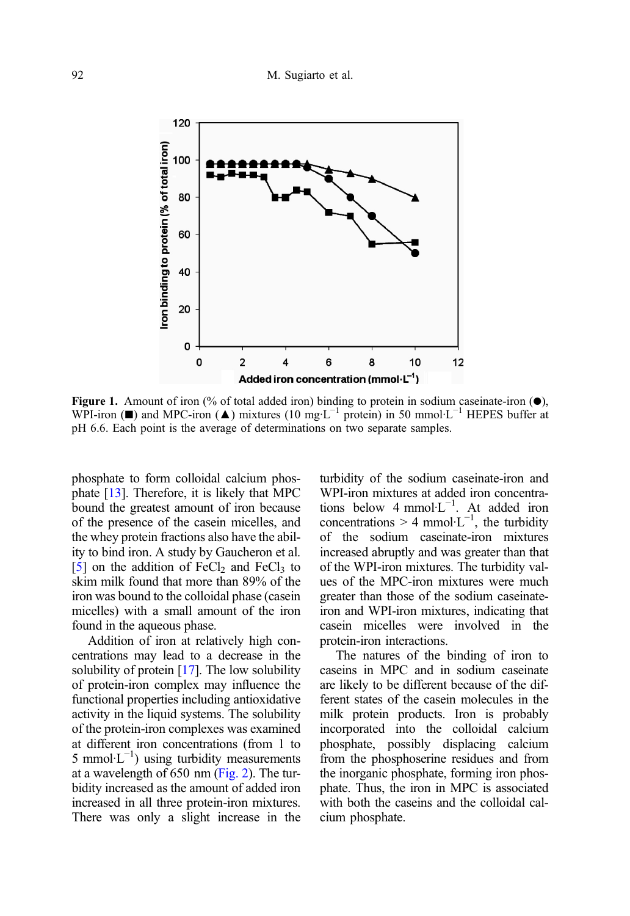**Figure 1.** Amount of iron (% of total added iron) binding to protein in sodium caseinate-iron (●), WPI-iron (■) and MPC-iron (▲) mixtures (10 $mg \cdot L^{-1}$ protein) in 50 $mmol \cdot L^{-1}$ HEPES buffer at pH 6.6. Each point is the average of determinations on two separate samples.

phosphate to form colloidal calcium phosphate [13]. Therefore, it is likely that MPC bound the greatest amount of iron because of the presence of the casein micelles, and the whey protein fractions also have the ability to bind iron. A study by Gaucheron et al. [5] on the addition of $FeCl_2$ and $FeCl_3$ to skim milk found that more than 89% of the iron was bound to the colloidal phase (casein micelles) with a small amount of the iron found in the aqueous phase.

Addition of iron at relatively high concentrations may lead to a decrease in the solubility of protein [17]. The low solubility of protein-iron complex may influence the functional properties including antioxidative activity in the liquid systems. The solubility of the protein-iron complexes was examined at different iron concentrations (from 1 to 5 $mmol \cdot L^{-1}$) using turbidity measurements at a wavelength of 650 nm (Fig. 2). The turbidity increased as the amount of added iron increased in all three protein-iron mixtures. There was only a slight increase in the turbidity of the sodium caseinate-iron and WPI-iron mixtures at added iron concentrations below 4 $mmol \cdot L^{-1}$. At added iron concentrations > 4 $mmol \cdot L^{-1}$, the turbidity of the sodium caseinate-iron mixtures increased abruptly and was greater than that of the WPI-iron mixtures. The turbidity values of the MPC-iron mixtures were much greater than those of the sodium caseinate-iron and WPI-iron mixtures, indicating that casein micelles were involved in the protein-iron interactions.

The natures of the binding of iron to caseins in MPC and in sodium caseinate are likely to be different because of the different states of the casein molecules in the milk protein products. Iron is probably incorporated into the colloidal calcium phosphate, possibly displacing calcium from the phosphoserine residues and from the inorganic phosphate, forming iron phosphate. Thus, the iron in MPC is associated with both the caseins and the colloidal calcium phosphate.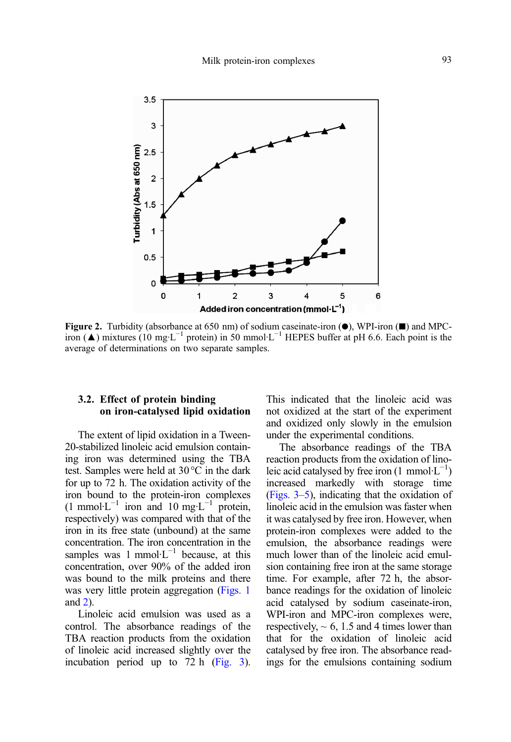**Figure 2.** Turbidity (absorbance at 650 nm) of sodium caseinate-iron (●), WPI-iron (■) and MPC-iron (▲) mixtures (10 mg·L$^{-1}$ protein) in 50 mmol·L$^{-1}$ HEPES buffer at pH 6.6. Each point is the average of determinations on two separate samples.

### 3.2. Effect of protein binding on iron-catalysed lipid oxidation

The extent of lipid oxidation in a Tween-20-stabilized linoleic acid emulsion containing iron was determined using the TBA test. Samples were held at 30 °C in the dark for up to 72 h. The oxidation activity of the iron bound to the protein-iron complexes (1 mmol·L$^{-1}$ iron and 10 mg·L$^{-1}$ protein, respectively) was compared with that of the iron in its free state (unbound) at the same concentration. The iron concentration in the samples was 1 mmol·L$^{-1}$ because, at this concentration, over 90% of the added iron was bound to the milk proteins and there was very little protein aggregation (Figs. 1 and 2).

Linoleic acid emulsion was used as a control. The absorbance readings of the TBA reaction products from the oxidation of linoleic acid increased slightly over the incubation period up to 72 h (Fig. 3). This indicated that the linoleic acid was not oxidized at the start of the experiment and oxidized only slowly in the emulsion under the experimental conditions.

The absorbance readings of the TBA reaction products from the oxidation of linoleic acid catalysed by free iron (1 mmol·L$^{-1}$) increased markedly with storage time (Figs. 3–5), indicating that the oxidation of linoleic acid in the emulsion was faster when it was catalysed by free iron. However, when protein-iron complexes were added to the emulsion, the absorbance readings were much lower than of the linoleic acid emulsion containing free iron at the same storage time. For example, after 72 h, the absorbance readings for the oxidation of linoleic acid catalysed by sodium caseinate-iron, WPI-iron and MPC-iron complexes were, respectively, ~ 6, 1.5 and 4 times lower than that for the oxidation of linoleic acid catalysed by free iron. The absorbance readings for the emulsions containing sodium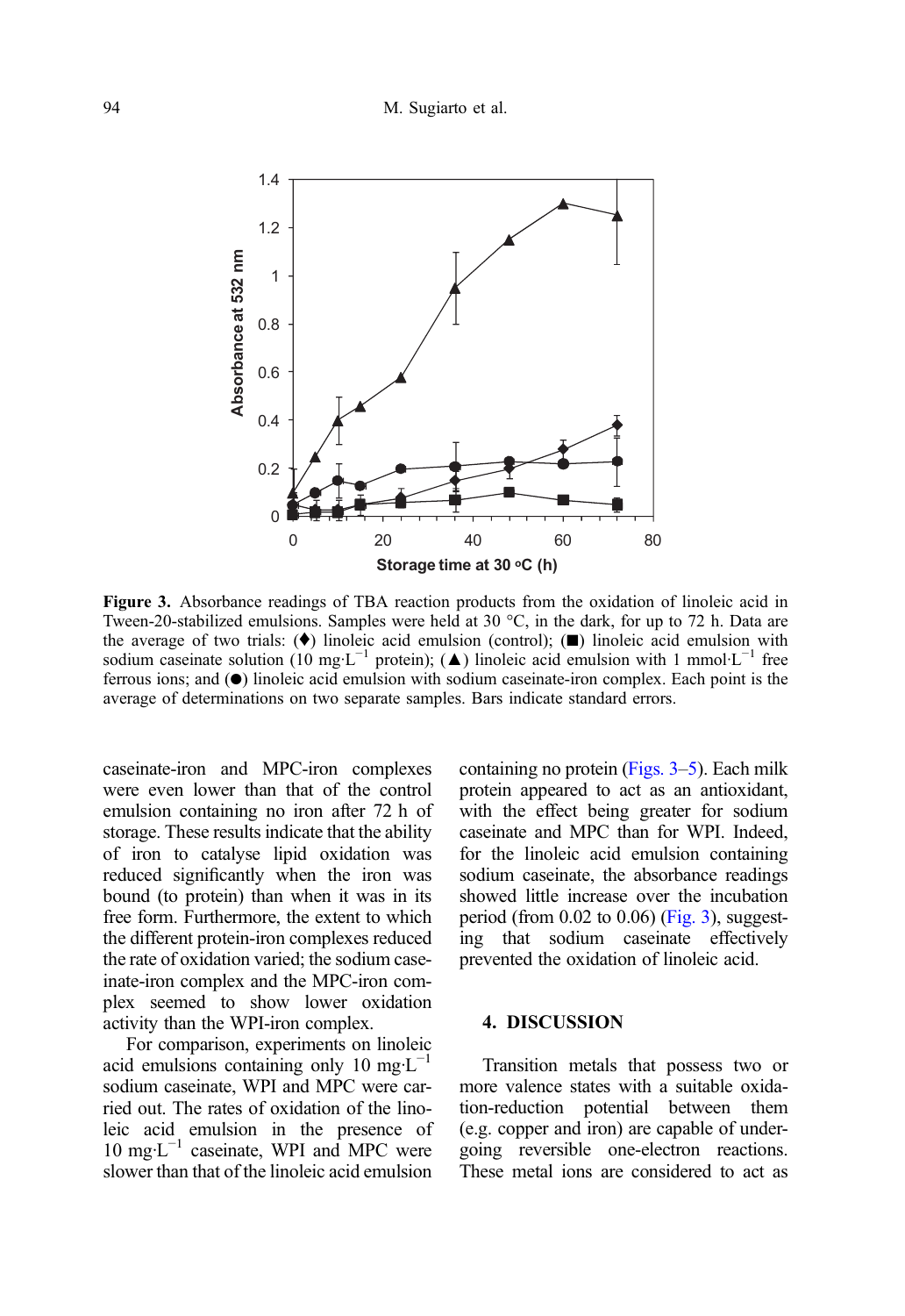**Figure 3.** Absorbance readings of TBA reaction products from the oxidation of linoleic acid in Tween-20-stabilized emulsions. Samples were held at 30 °C, in the dark, for up to 72 h. Data are the average of two trials: (♦) linoleic acid emulsion (control); (■) linoleic acid emulsion with sodium caseinate solution (10 mg·L$^{-1}$ protein); (▲) linoleic acid emulsion with 1 mmol·L$^{-1}$ free ferrous ions; and (●) linoleic acid emulsion with sodium caseinate-iron complex. Each point is the average of determinations on two separate samples. Bars indicate standard errors.

caseinate-iron and MPC-iron complexes were even lower than that of the control emulsion containing no iron after 72 h of storage. These results indicate that the ability of iron to catalyse lipid oxidation was reduced significantly when the iron was bound (to protein) than when it was in its free form. Furthermore, the extent to which the different protein-iron complexes reduced the rate of oxidation varied; the sodium caseinate-iron complex and the MPC-iron complex seemed to show lower oxidation activity than the WPI-iron complex.

For comparison, experiments on linoleic acid emulsions containing only 10 mg·L$^{-1}$ sodium caseinate, WPI and MPC were carried out. The rates of oxidation of the linoleic acid emulsion in the presence of 10 mg·L$^{-1}$ caseinate, WPI and MPC were slower than that of the linoleic acid emulsion containing no protein (Figs. 3–5). Each milk protein appeared to act as an antioxidant, with the effect being greater for sodium caseinate and MPC than for WPI. Indeed, for the linoleic acid emulsion containing sodium caseinate, the absorbance readings showed little increase over the incubation period (from 0.02 to 0.06) (Fig. 3), suggesting that sodium caseinate effectively prevented the oxidation of linoleic acid.

## 4. DISCUSSION

Transition metals that possess two or more valence states with a suitable oxidation-reduction potential between them (e.g. copper and iron) are capable of undergoing reversible one-electron reactions. These metal ions are considered to act as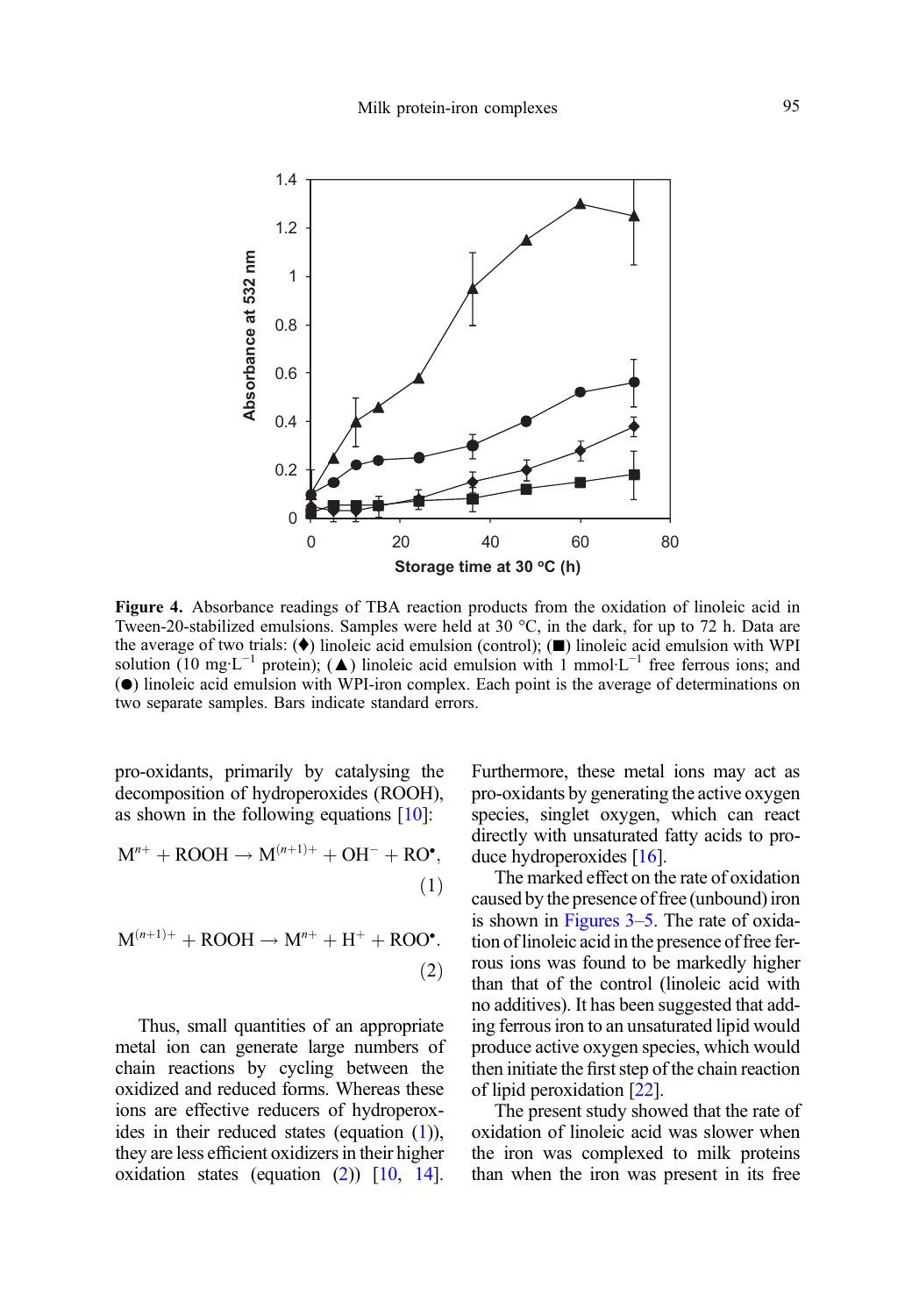**Figure 4.** Absorbance readings of TBA reaction products from the oxidation of linoleic acid in Tween-20-stabilized emulsions. Samples were held at 30 °C, in the dark, for up to 72 h. Data are the average of two trials: (♦) linoleic acid emulsion (control); (■) linoleic acid emulsion with WPI solution (10 mg·L$^{-1}$ protein); (▲) linoleic acid emulsion with 1 mmol·L$^{-1}$ free ferrous ions; and (●) linoleic acid emulsion with WPI-iron complex. Each point is the average of determinations on two separate samples. Bars indicate standard errors.

pro-oxidants, primarily by catalysing the decomposition of hydroperoxides (ROOH), as shown in the following equations [10]:

$$M^{n+} + ROOH \rightarrow M^{(n+1)+} + OH^{-} + RO^{\bullet}, \quad (1)$$

$$M^{(n+1)+} + ROOH \rightarrow M^{n+} + H^{+} + ROO^{\bullet}. \quad (2)$$

Thus, small quantities of an appropriate metal ion can generate large numbers of chain reactions by cycling between the oxidized and reduced forms. Whereas these ions are effective reducers of hydroperoxides in their reduced states (equation (1)), they are less efficient oxidizers in their higher oxidation states (equation (2)) [10, 14]. Furthermore, these metal ions may act as pro-oxidants by generating the active oxygen species, singlet oxygen, which can react directly with unsaturated fatty acids to produce hydroperoxides [16].

The marked effect on the rate of oxidation caused by the presence of free (unbound) iron is shown in Figures 3–5. The rate of oxidation of linoleic acid in the presence of free ferrous ions was found to be markedly higher than that of the control (linoleic acid with no additives). It has been suggested that adding ferrous iron to an unsaturated lipid would produce active oxygen species, which would then initiate the first step of the chain reaction of lipid peroxidation [22].

The present study showed that the rate of oxidation of linoleic acid was slower when the iron was complexed to milk proteins than when the iron was present in its free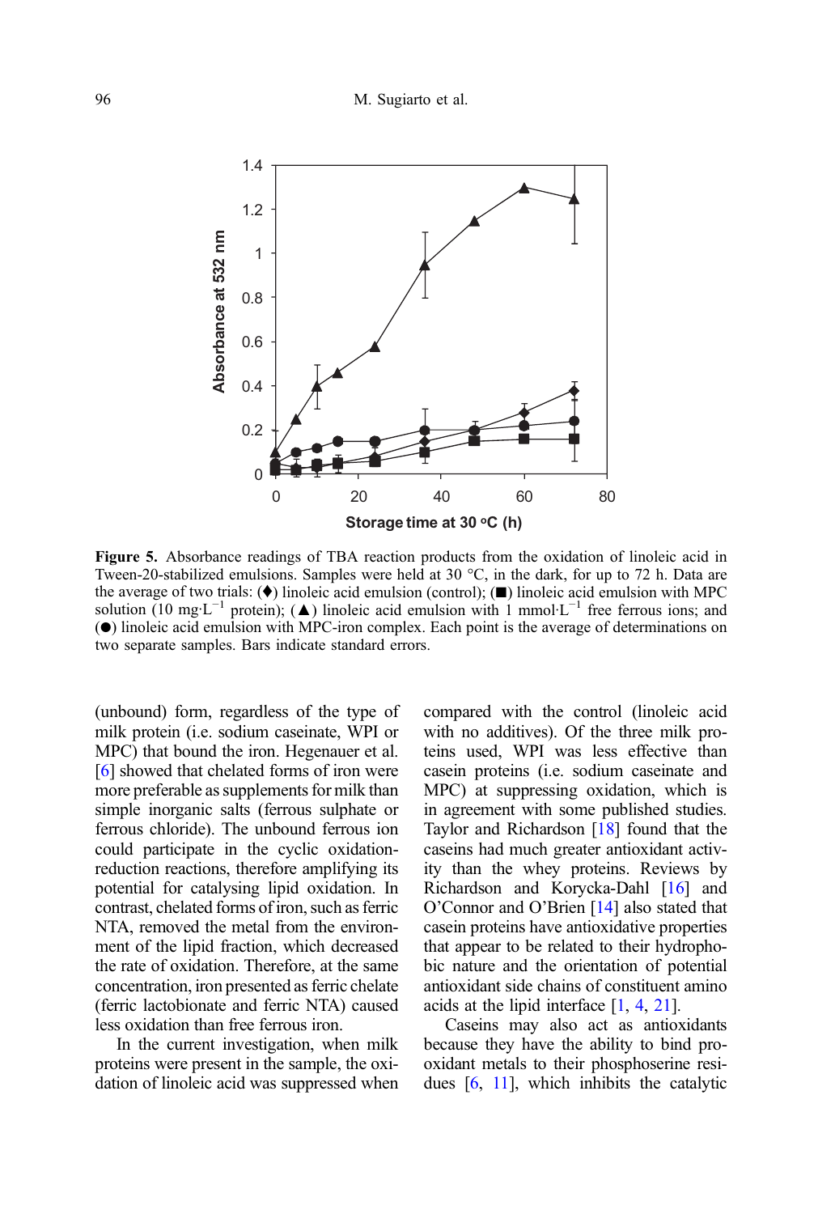Figure 5. Absorbance readings of TBA reaction products from the oxidation of linoleic acid in Tween-20-stabilized emulsions. Samples were held at 30 °C, in the dark, for up to 72 h. Data are the average of two trials: (♦) linoleic acid emulsion (control); (■) linoleic acid emulsion with MPC solution (10 mg·L$^{-1}$ protein); (▲) linoleic acid emulsion with 1 mmol·L$^{-1}$ free ferrous ions; and (●) linoleic acid emulsion with MPC-iron complex. Each point is the average of determinations on two separate samples. Bars indicate standard errors.

(unbound) form, regardless of the type of milk protein (i.e. sodium caseinate, WPI or MPC) that bound the iron. Hegenauer et al. [6] showed that chelated forms of iron were more preferable as supplements for milk than simple inorganic salts (ferrous sulphate or ferrous chloride). The unbound ferrous ion could participate in the cyclic oxidation-reduction reactions, therefore amplifying its potential for catalysing lipid oxidation. In contrast, chelated forms of iron, such as ferric NTA, removed the metal from the environment of the lipid fraction, which decreased the rate of oxidation. Therefore, at the same concentration, iron presented as ferric chelate (ferric lactobionate and ferric NTA) caused less oxidation than free ferrous iron.

In the current investigation, when milk proteins were present in the sample, the oxidation of linoleic acid was suppressed when compared with the control (linoleic acid with no additives). Of the three milk proteins used, WPI was less effective than casein proteins (i.e. sodium caseinate and MPC) at suppressing oxidation, which is in agreement with some published studies. Taylor and Richardson [18] found that the caseins had much greater antioxidant activity than the whey proteins. Reviews by Richardson and Korycka-Dahl [16] and O'Connor and O'Brien [14] also stated that casein proteins have antioxidative properties that appear to be related to their hydrophobic nature and the orientation of potential antioxidant side chains of constituent amino acids at the lipid interface [1, 4, 21].

Caseins may also act as antioxidants because they have the ability to bind prooxidant metals to their phosphoserine residues [6, 11], which inhibits the catalytic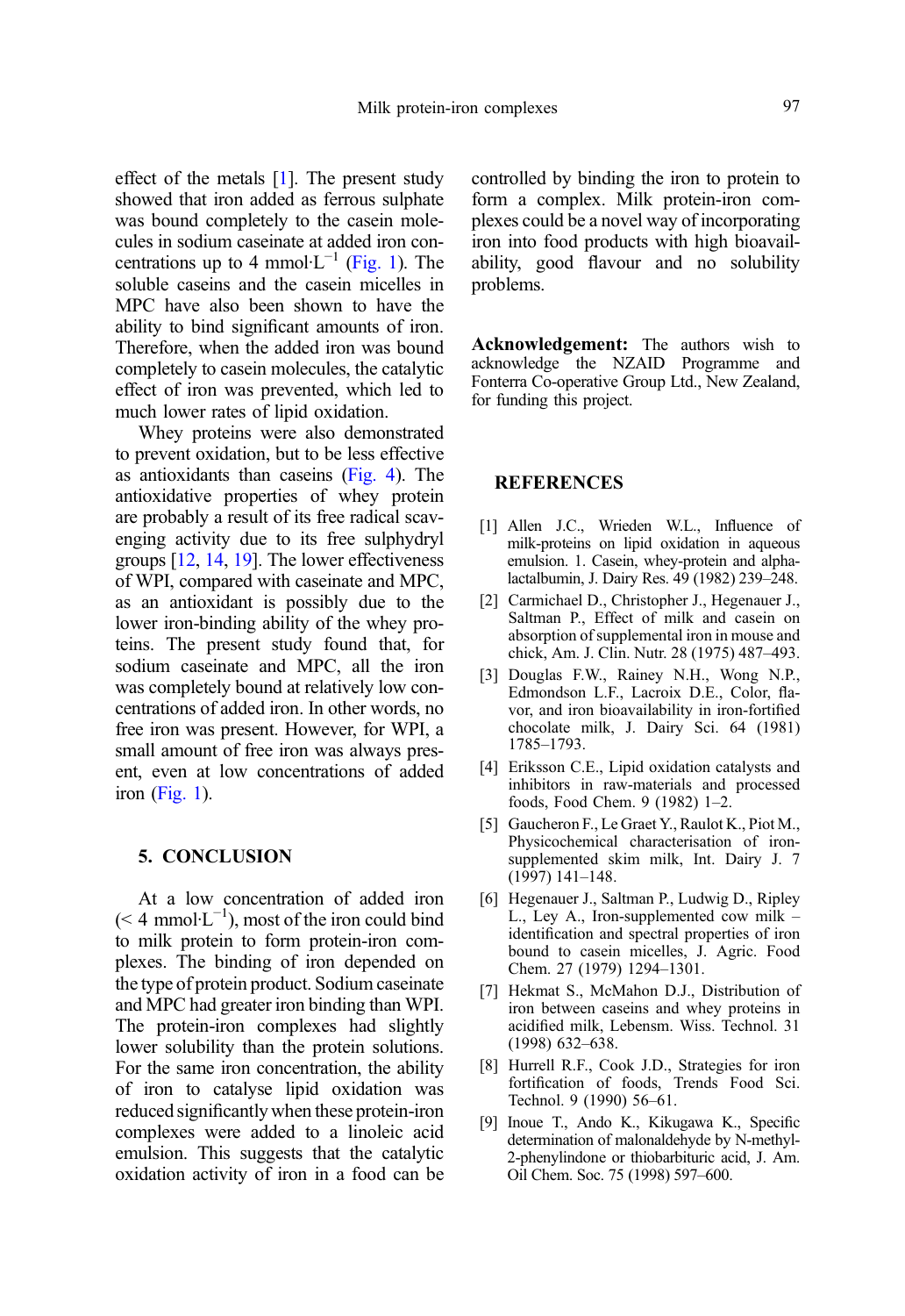effect of the metals [1]. The present study showed that iron added as ferrous sulphate was bound completely to the casein molecules in sodium caseinate at added iron concentrations up to 4 $mmol \cdot L^{-1}$ (Fig. 1). The soluble caseins and the casein micelles in MPC have also been shown to have the ability to bind significant amounts of iron. Therefore, when the added iron was bound completely to casein molecules, the catalytic effect of iron was prevented, which led to much lower rates of lipid oxidation.

Whey proteins were also demonstrated to prevent oxidation, but to be less effective as antioxidants than caseins (Fig. 4). The antioxidative properties of whey protein are probably a result of its free radical scavenging activity due to its free sulphydryl groups [12, 14, 19]. The lower effectiveness of WPI, compared with caseinate and MPC, as an antioxidant is possibly due to the lower iron-binding ability of the whey proteins. The present study found that, for sodium caseinate and MPC, all the iron was completely bound at relatively low concentrations of added iron. In other words, no free iron was present. However, for WPI, a small amount of free iron was always present, even at low concentrations of added iron (Fig. 1).

## 5. CONCLUSION

At a low concentration of added iron (< 4 $mmol \cdot L^{-1}$), most of the iron could bind to milk protein to form protein-iron complexes. The binding of iron depended on the type of protein product. Sodium caseinate and MPC had greater iron binding than WPI. The protein-iron complexes had slightly lower solubility than the protein solutions. For the same iron concentration, the ability of iron to catalyse lipid oxidation was reduced significantly when these protein-iron complexes were added to a linoleic acid emulsion. This suggests that the catalytic oxidation activity of iron in a food can be controlled by binding the iron to protein to form a complex. Milk protein-iron complexes could be a novel way of incorporating iron into food products with high bioavailability, good flavour and no solubility problems.

**Acknowledgement:** The authors wish to acknowledge the NZAID Programme and Fonterra Co-operative Group Ltd., New Zealand, for funding this project.

## REFERENCES

[1] Allen J.C., Wrieden W.L., Influence of milk-proteins on lipid oxidation in aqueous emulsion. 1. Casein, whey-protein and alpha-lactalbumin, J. Dairy Res. 49 (1982) 239–248.

[2] Carmichael D., Christopher J., Hegenauer J., Saltman P., Effect of milk and casein on absorption of supplemental iron in mouse and chick, Am. J. Clin. Nutr. 28 (1975) 487–493.

[3] Douglas F.W., Rainey N.H., Wong N.P., Edmondson L.F., Lacroix D.E., Color, flavor, and iron bioavailability in iron-fortified chocolate milk, J. Dairy Sci. 64 (1981) 1785–1793.

[4] Eriksson C.E., Lipid oxidation catalysts and inhibitors in raw-materials and processed foods, Food Chem. 9 (1982) 1–2.

[5] Gaucheron F., Le Graet Y., Raulot K., Piot M., Physicochemical characterisation of iron-supplemented skim milk, Int. Dairy J. 7 (1997) 141–148.

[6] Hegenauer J., Saltman P., Ludwig D., Ripley L., Ley A., Iron-supplemented cow milk – identification and spectral properties of iron bound to casein micelles, J. Agric. Food Chem. 27 (1979) 1294–1301.

[7] Hekmat S., McMahon D.J., Distribution of iron between caseins and whey proteins in acidified milk, Lebensm. Wiss. Technol. 31 (1998) 632–638.

[8] Hurrell R.F., Cook J.D., Strategies for iron fortification of foods, Trends Food Sci. Technol. 9 (1990) 56–61.

[9] Inoue T., Ando K., Kikugawa K., Specific determination of malonaldehyde by N-methyl-2-phenylindone or thiobarbituric acid, J. Am. Oil Chem. Soc. 75 (1998) 597–600.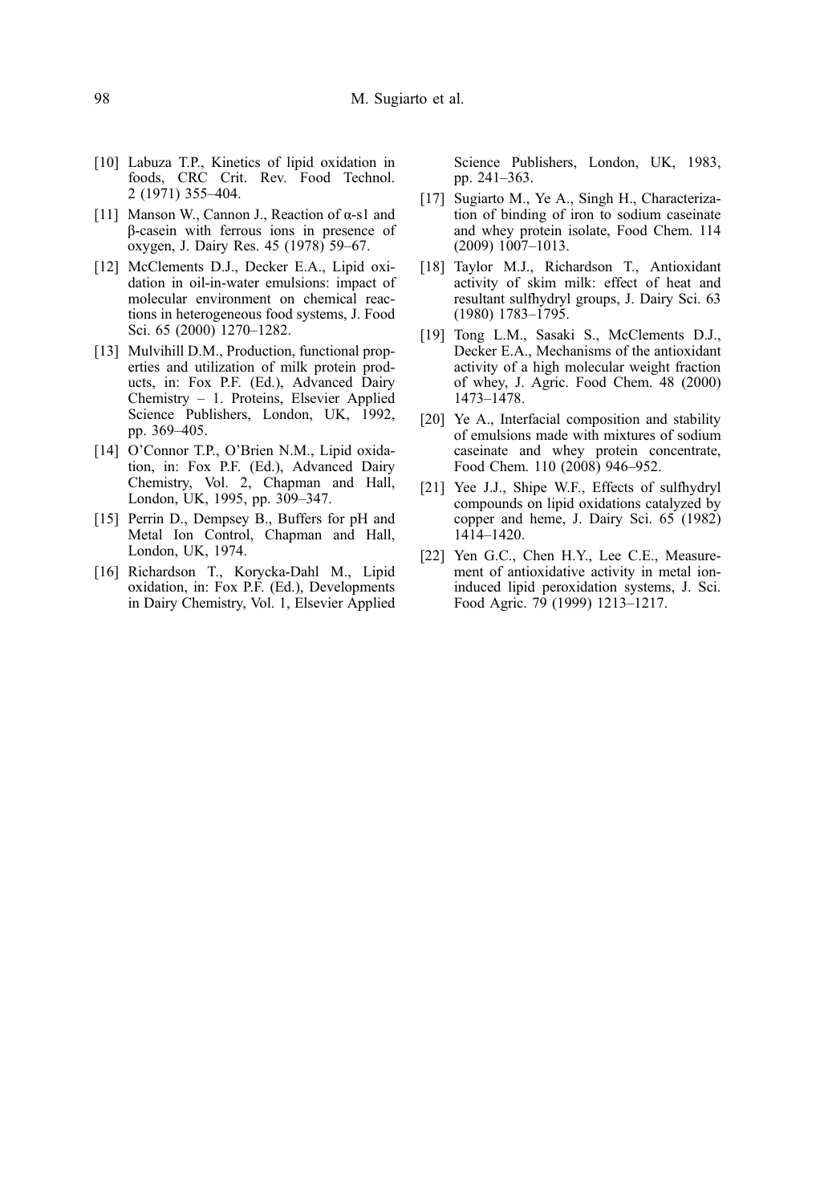[10] Labuza T.P., Kinetics of lipid oxidation in foods, CRC Crit. Rev. Food Technol. 2 (1971) 355–404.

[11] Manson W., Cannon J., Reaction of α-s1 and β-casein with ferrous ions in presence of oxygen, J. Dairy Res. 45 (1978) 59–67.

[12] McClements D.J., Decker E.A., Lipid oxidation in oil-in-water emulsions: impact of molecular environment on chemical reactions in heterogeneous food systems, J. Food Sci. 65 (2000) 1270–1282.

[13] Mulvihill D.M., Production, functional properties and utilization of milk protein products, in: Fox P.F. (Ed.), Advanced Dairy Chemistry – 1. Proteins, Elsevier Applied Science Publishers, London, UK, 1992, pp. 369–405.

[14] O'Connor T.P., O'Brien N.M., Lipid oxidation, in: Fox P.F. (Ed.), Advanced Dairy Chemistry, Vol. 2, Chapman and Hall, London, UK, 1995, pp. 309–347.

[15] Perrin D., Dempsey B., Buffers for pH and Metal Ion Control, Chapman and Hall, London, UK, 1974.

[16] Richardson T., Korycka-Dahl M., Lipid oxidation, in: Fox P.F. (Ed.), Developments in Dairy Chemistry, Vol. 1, Elsevier Applied Science Publishers, London, UK, 1983, pp. 241–363.

[17] Sugiarto M., Ye A., Singh H., Characterization of binding of iron to sodium caseinate and whey protein isolate, Food Chem. 114 (2009) 1007–1013.

[18] Taylor M.J., Richardson T., Antioxidant activity of skim milk: effect of heat and resultant sulfhydryl groups, J. Dairy Sci. 63 (1980) 1783–1795.

[19] Tong L.M., Sasaki S., McClements D.J., Decker E.A., Mechanisms of the antioxidant activity of a high molecular weight fraction of whey, J. Agric. Food Chem. 48 (2000) 1473–1478.

[20] Ye A., Interfacial composition and stability of emulsions made with mixtures of sodium caseinate and whey protein concentrate, Food Chem. 110 (2008) 946–952.

[21] Yee J.J., Shipe W.F., Effects of sulfhydryl compounds on lipid oxidations catalyzed by copper and heme, J. Dairy Sci. 65 (1982) 1414–1420.

[22] Yen G.C., Chen H.Y., Lee C.E., Measurement of antioxidative activity in metal ion-induced lipid peroxidation systems, J. Sci. Food Agric. 79 (1999) 1213–1217.